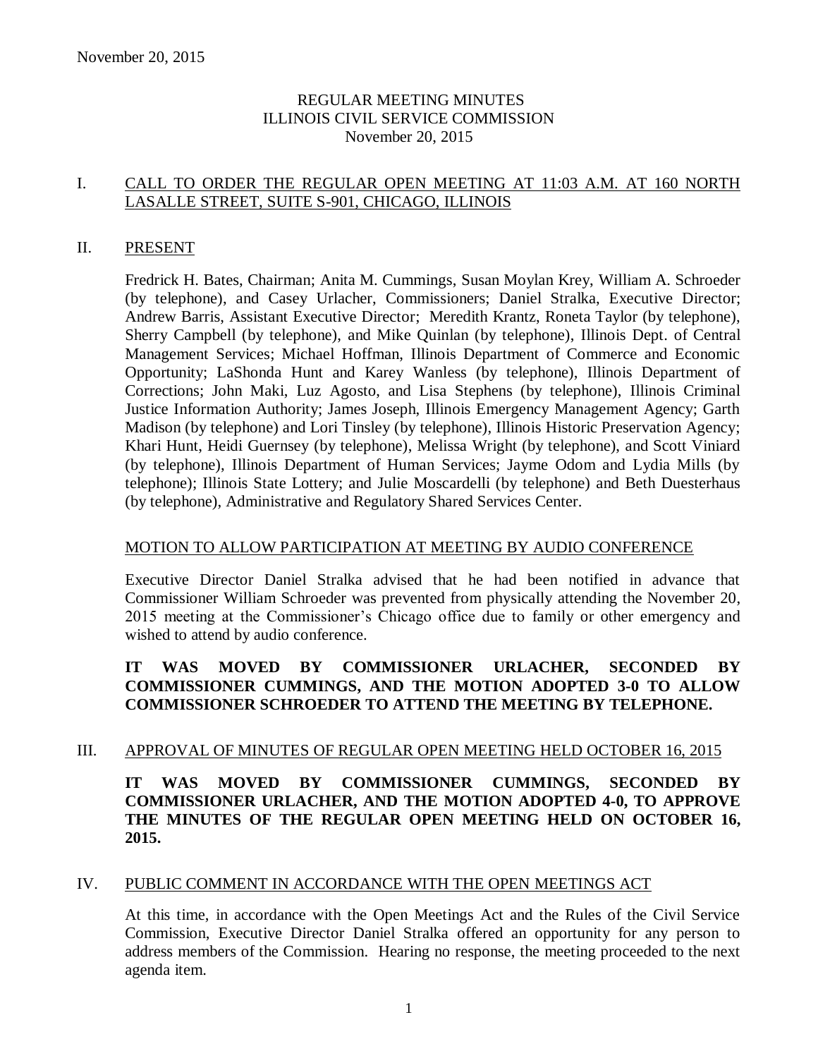November 20, 2015

# REGULAR MEETING MINUTES
# ILLINOIS CIVIL SERVICE COMMISSION
# November 20, 2015

## I. CALL TO ORDER THE REGULAR OPEN MEETING AT 11:03 A.M. AT 160 NORTH LASALLE STREET, SUITE S-901, CHICAGO, ILLINOIS

## II. PRESENT

Fredrick H. Bates, Chairman; Anita M. Cummings, Susan Moylan Krey, William A. Schroeder (by telephone), and Casey Urlacher, Commissioners; Daniel Stralka, Executive Director; Andrew Barris, Assistant Executive Director; Meredith Krantz, Roneta Taylor (by telephone), Sherry Campbell (by telephone), and Mike Quinlan (by telephone), Illinois Dept. of Central Management Services; Michael Hoffman, Illinois Department of Commerce and Economic Opportunity; LaShonda Hunt and Karey Wanless (by telephone), Illinois Department of Corrections; John Maki, Luz Agosto, and Lisa Stephens (by telephone), Illinois Criminal Justice Information Authority; James Joseph, Illinois Emergency Management Agency; Garth Madison (by telephone) and Lori Tinsley (by telephone), Illinois Historic Preservation Agency; Khari Hunt, Heidi Guernsey (by telephone), Melissa Wright (by telephone), and Scott Viniard (by telephone), Illinois Department of Human Services; Jayme Odom and Lydia Mills (by telephone); Illinois State Lottery; and Julie Moscardelli (by telephone) and Beth Duesterhaus (by telephone), Administrative and Regulatory Shared Services Center.

### MOTION TO ALLOW PARTICIPATION AT MEETING BY AUDIO CONFERENCE

Executive Director Daniel Stralka advised that he had been notified in advance that Commissioner William Schroeder was prevented from physically attending the November 20, 2015 meeting at the Commissioner's Chicago office due to family or other emergency and wished to attend by audio conference.

**IT WAS MOVED BY COMMISSIONER URLACHER, SECONDED BY COMMISSIONER CUMMINGS, AND THE MOTION ADOPTED 3-0 TO ALLOW COMMISSIONER SCHROEDER TO ATTEND THE MEETING BY TELEPHONE.**

## III. APPROVAL OF MINUTES OF REGULAR OPEN MEETING HELD OCTOBER 16, 2015

**IT WAS MOVED BY COMMISSIONER CUMMINGS, SECONDED BY COMMISSIONER URLACHER, AND THE MOTION ADOPTED 4-0, TO APPROVE THE MINUTES OF THE REGULAR OPEN MEETING HELD ON OCTOBER 16, 2015.**

## IV. PUBLIC COMMENT IN ACCORDANCE WITH THE OPEN MEETINGS ACT

At this time, in accordance with the Open Meetings Act and the Rules of the Civil Service Commission, Executive Director Daniel Stralka offered an opportunity for any person to address members of the Commission. Hearing no response, the meeting proceeded to the next agenda item.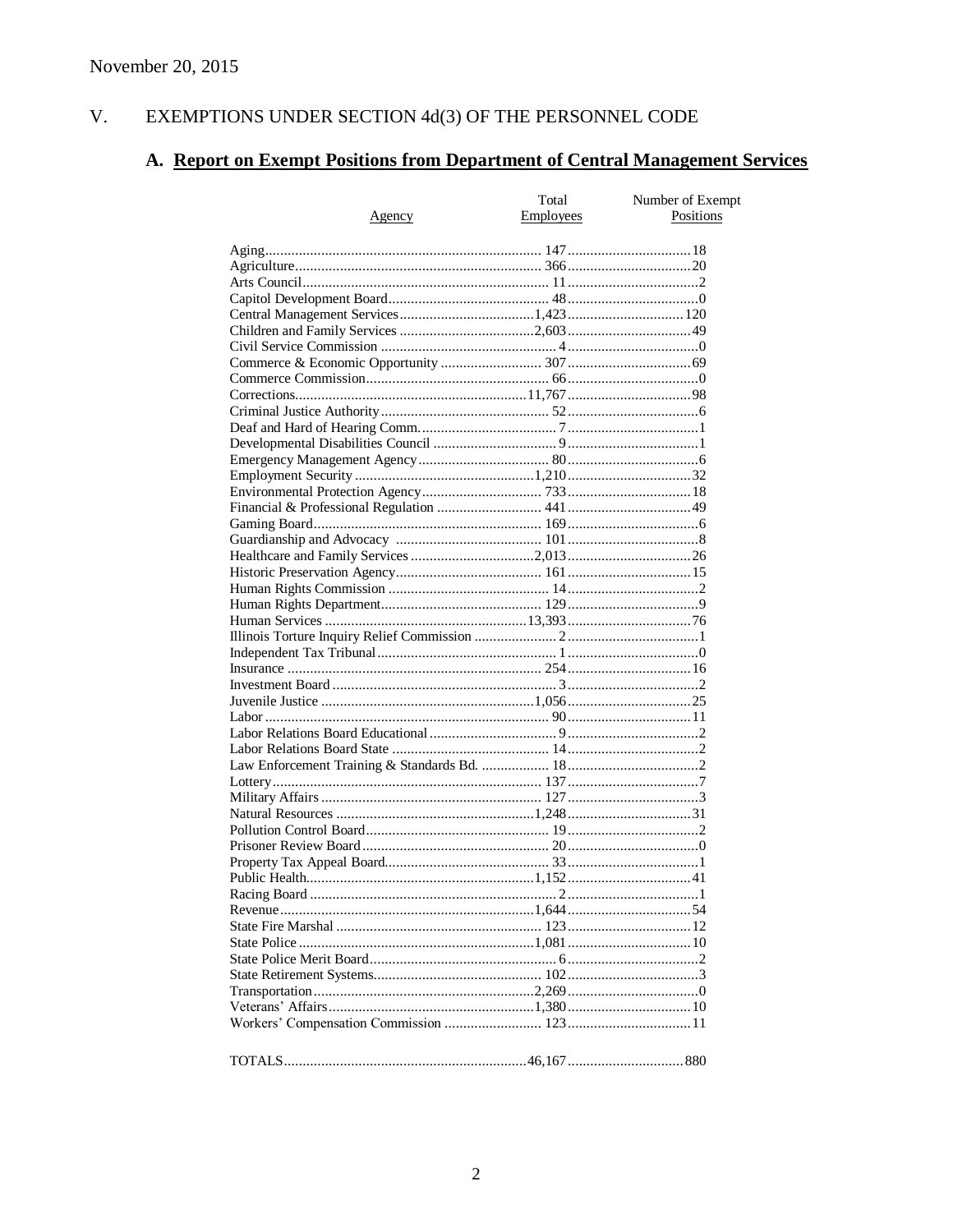November 20, 2015

## V. EXEMPTIONS UNDER SECTION 4d(3) OF THE PERSONNEL CODE

### A. Report on Exempt Positions from Department of Central Management Services

| Agency | Total Employees | Number of Exempt Positions |
|---|---|---|
| Aging | 147 | 18 |
| Agriculture | 366 | 20 |
| Arts Council | 11 | 2 |
| Capitol Development Board | 48 | 0 |
| Central Management Services | 1,423 | 120 |
| Children and Family Services | 2,603 | 49 |
| Civil Service Commission | 4 | 0 |
| Commerce & Economic Opportunity | 307 | 69 |
| Commerce Commission | 66 | 0 |
| Corrections | 11,767 | 98 |
| Criminal Justice Authority | 52 | 6 |
| Deaf and Hard of Hearing Comm. | 7 | 1 |
| Developmental Disabilities Council | 9 | 1 |
| Emergency Management Agency | 80 | 6 |
| Employment Security | 1,210 | 32 |
| Environmental Protection Agency | 733 | 18 |
| Financial & Professional Regulation | 441 | 49 |
| Gaming Board | 169 | 6 |
| Guardianship and Advocacy | 101 | 8 |
| Healthcare and Family Services | 2,013 | 26 |
| Historic Preservation Agency | 161 | 15 |
| Human Rights Commission | 14 | 2 |
| Human Rights Department | 129 | 9 |
| Human Services | 13,393 | 76 |
| Illinois Torture Inquiry Relief Commission | 2 | 1 |
| Independent Tax Tribunal | 1 | 0 |
| Insurance | 254 | 16 |
| Investment Board | 3 | 2 |
| Juvenile Justice | 1,056 | 25 |
| Labor | 90 | 11 |
| Labor Relations Board Educational | 9 | 2 |
| Labor Relations Board State | 14 | 2 |
| Law Enforcement Training & Standards Bd. | 18 | 2 |
| Lottery | 137 | 7 |
| Military Affairs | 127 | 3 |
| Natural Resources | 1,248 | 31 |
| Pollution Control Board | 19 | 2 |
| Prisoner Review Board | 20 | 0 |
| Property Tax Appeal Board | 33 | 1 |
| Public Health | 1,152 | 41 |
| Racing Board | 2 | 1 |
| Revenue | 1,644 | 54 |
| State Fire Marshal | 123 | 12 |
| State Police | 1,081 | 10 |
| State Police Merit Board | 6 | 2 |
| State Retirement Systems | 102 | 3 |
| Transportation | 2,269 | 0 |
| Veterans' Affairs | 1,380 | 10 |
| Workers' Compensation Commission | 123 | 11 |
| TOTALS | 46,167 | 880 |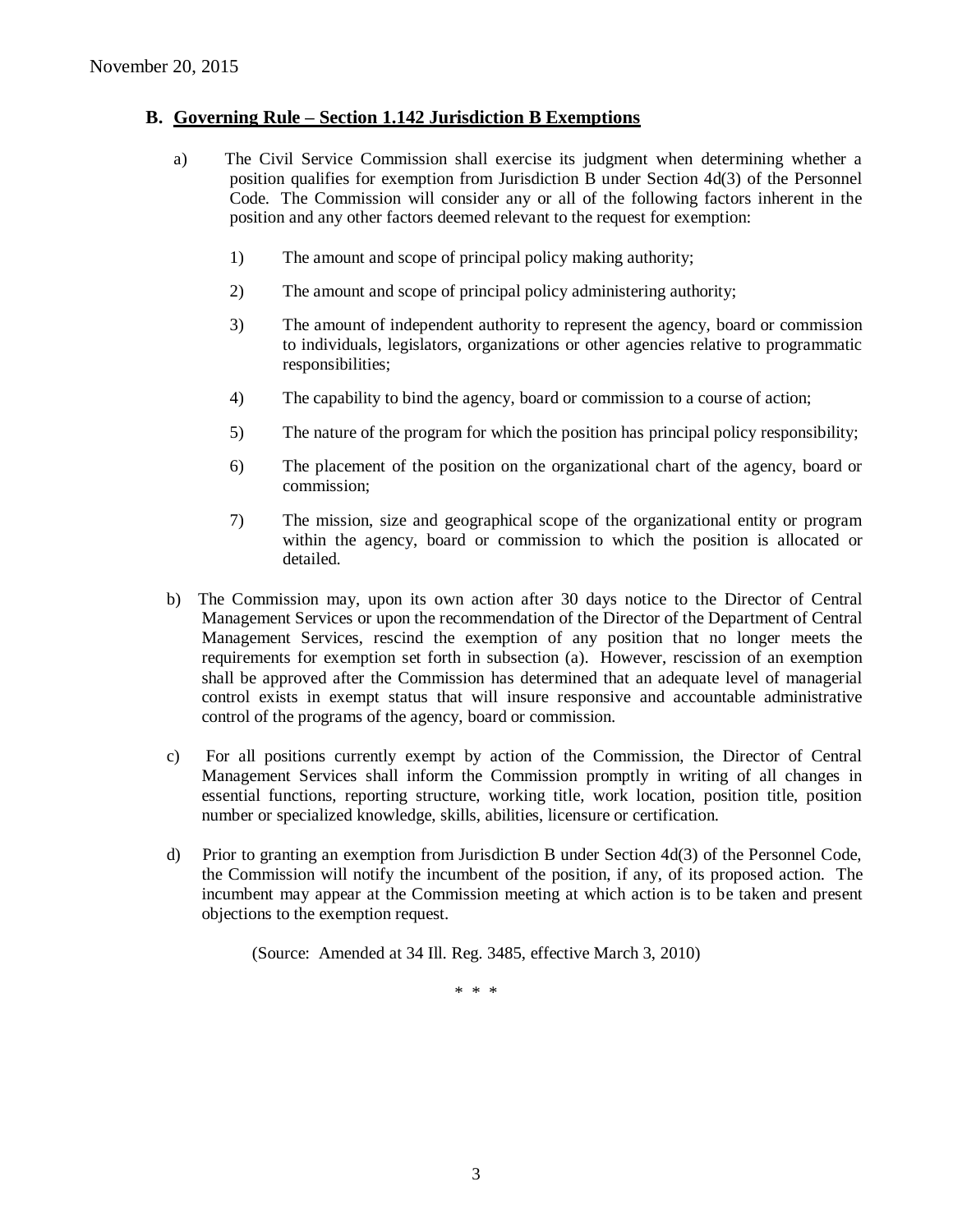## B. Governing Rule – Section 1.142 Jurisdiction B Exemptions

a) The Civil Service Commission shall exercise its judgment when determining whether a position qualifies for exemption from Jurisdiction B under Section 4d(3) of the Personnel Code. The Commission will consider any or all of the following factors inherent in the position and any other factors deemed relevant to the request for exemption:

1) The amount and scope of principal policy making authority;

2) The amount and scope of principal policy administering authority;

3) The amount of independent authority to represent the agency, board or commission to individuals, legislators, organizations or other agencies relative to programmatic responsibilities;

4) The capability to bind the agency, board or commission to a course of action;

5) The nature of the program for which the position has principal policy responsibility;

6) The placement of the position on the organizational chart of the agency, board or commission;

7) The mission, size and geographical scope of the organizational entity or program within the agency, board or commission to which the position is allocated or detailed.

b) The Commission may, upon its own action after 30 days notice to the Director of Central Management Services or upon the recommendation of the Director of the Department of Central Management Services, rescind the exemption of any position that no longer meets the requirements for exemption set forth in subsection (a). However, rescission of an exemption shall be approved after the Commission has determined that an adequate level of managerial control exists in exempt status that will insure responsive and accountable administrative control of the programs of the agency, board or commission.

c) For all positions currently exempt by action of the Commission, the Director of Central Management Services shall inform the Commission promptly in writing of all changes in essential functions, reporting structure, working title, work location, position title, position number or specialized knowledge, skills, abilities, licensure or certification.

d) Prior to granting an exemption from Jurisdiction B under Section 4d(3) of the Personnel Code, the Commission will notify the incumbent of the position, if any, of its proposed action. The incumbent may appear at the Commission meeting at which action is to be taken and present objections to the exemption request.

(Source: Amended at 34 Ill. Reg. 3485, effective March 3, 2010)

\* \* \*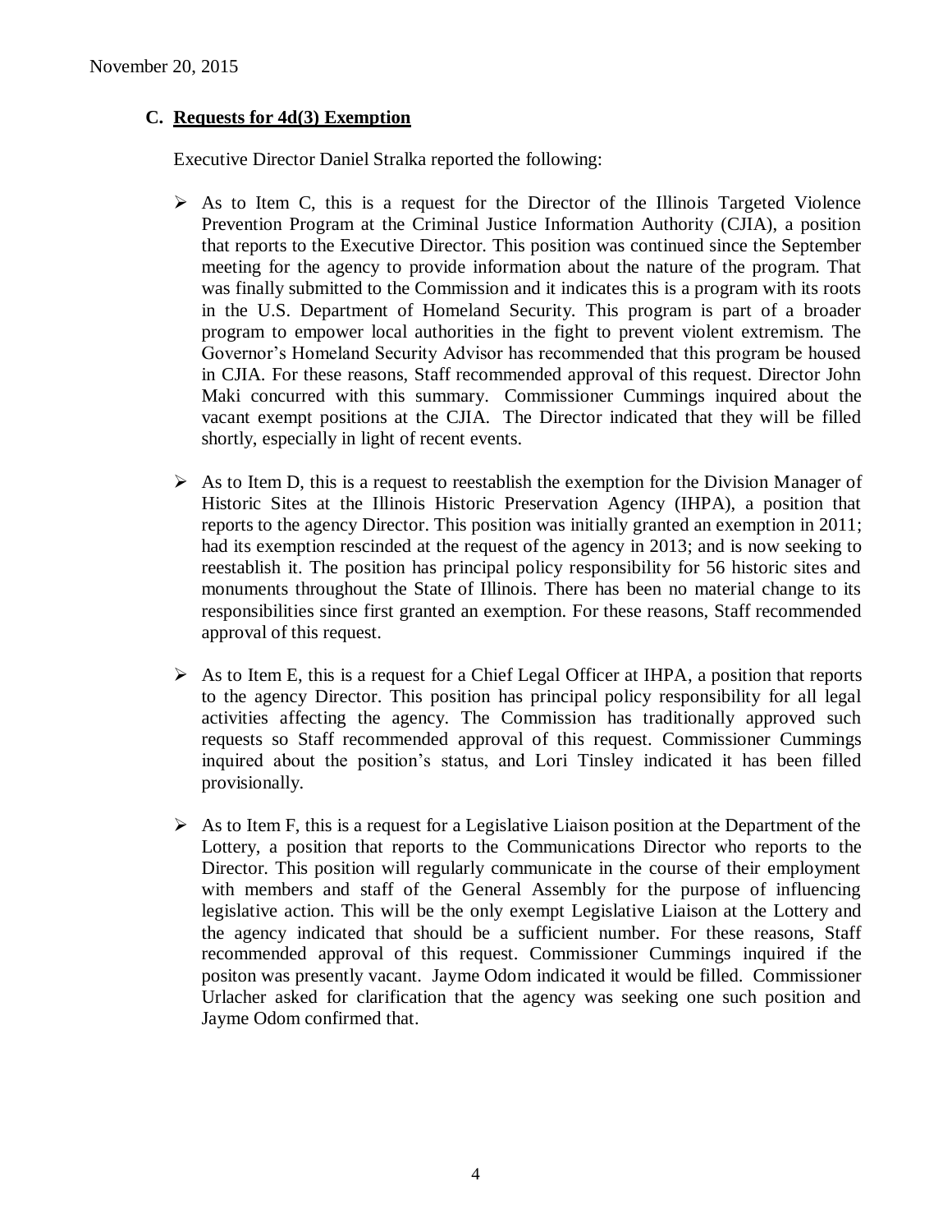November 20, 2015

### C. Requests for 4d(3) Exemption

Executive Director Daniel Stralka reported the following:

- As to Item C, this is a request for the Director of the Illinois Targeted Violence Prevention Program at the Criminal Justice Information Authority (CJIA), a position that reports to the Executive Director. This position was continued since the September meeting for the agency to provide information about the nature of the program. That was finally submitted to the Commission and it indicates this is a program with its roots in the U.S. Department of Homeland Security. This program is part of a broader program to empower local authorities in the fight to prevent violent extremism. The Governor's Homeland Security Advisor has recommended that this program be housed in CJIA. For these reasons, Staff recommended approval of this request. Director John Maki concurred with this summary. Commissioner Cummings inquired about the vacant exempt positions at the CJIA. The Director indicated that they will be filled shortly, especially in light of recent events.

- As to Item D, this is a request to reestablish the exemption for the Division Manager of Historic Sites at the Illinois Historic Preservation Agency (IHPA), a position that reports to the agency Director. This position was initially granted an exemption in 2011; had its exemption rescinded at the request of the agency in 2013; and is now seeking to reestablish it. The position has principal policy responsibility for 56 historic sites and monuments throughout the State of Illinois. There has been no material change to its responsibilities since first granted an exemption. For these reasons, Staff recommended approval of this request.

- As to Item E, this is a request for a Chief Legal Officer at IHPA, a position that reports to the agency Director. This position has principal policy responsibility for all legal activities affecting the agency. The Commission has traditionally approved such requests so Staff recommended approval of this request. Commissioner Cummings inquired about the position's status, and Lori Tinsley indicated it has been filled provisionally.

- As to Item F, this is a request for a Legislative Liaison position at the Department of the Lottery, a position that reports to the Communications Director who reports to the Director. This position will regularly communicate in the course of their employment with members and staff of the General Assembly for the purpose of influencing legislative action. This will be the only exempt Legislative Liaison at the Lottery and the agency indicated that should be a sufficient number. For these reasons, Staff recommended approval of this request. Commissioner Cummings inquired if the positon was presently vacant. Jayme Odom indicated it would be filled. Commissioner Urlacher asked for clarification that the agency was seeking one such position and Jayme Odom confirmed that.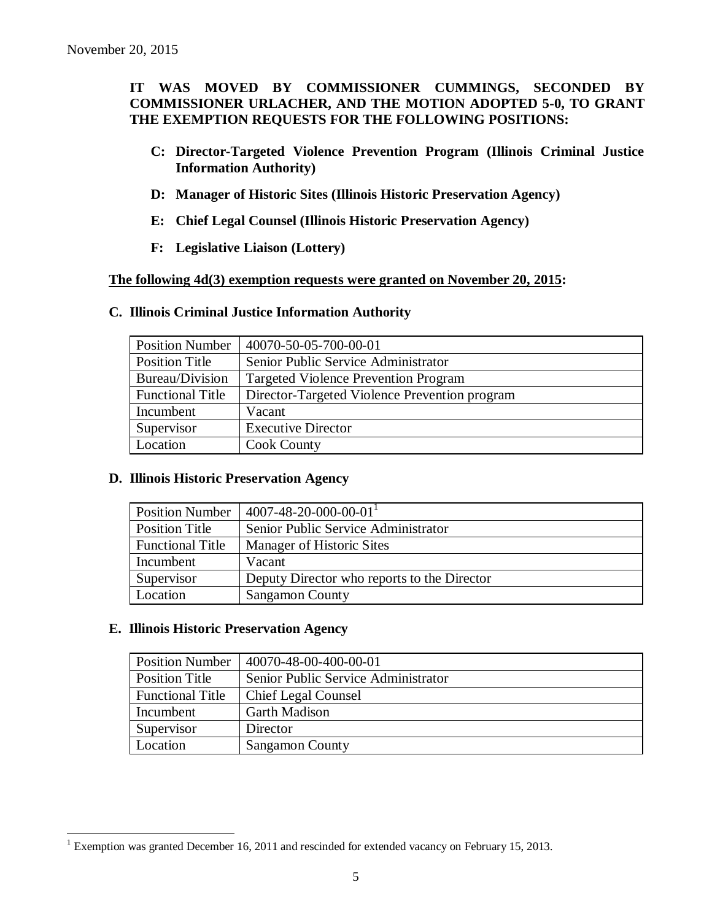November 20, 2015

**IT WAS MOVED BY COMMISSIONER CUMMINGS, SECONDED BY COMMISSIONER URLACHER, AND THE MOTION ADOPTED 5-0, TO GRANT THE EXEMPTION REQUESTS FOR THE FOLLOWING POSITIONS:**

- **C: Director-Targeted Violence Prevention Program (Illinois Criminal Justice Information Authority)**
- **D: Manager of Historic Sites (Illinois Historic Preservation Agency)**
- **E: Chief Legal Counsel (Illinois Historic Preservation Agency)**
- **F: Legislative Liaison (Lottery)**

**The following 4d(3) exemption requests were granted on November 20, 2015:**

**C. Illinois Criminal Justice Information Authority**

| Position Number | 40070-50-05-700-00-01 |
|---|---|
| Position Title | Senior Public Service Administrator |
| Bureau/Division | Targeted Violence Prevention Program |
| Functional Title | Director-Targeted Violence Prevention program |
| Incumbent | Vacant |
| Supervisor | Executive Director |
| Location | Cook County |

**D. Illinois Historic Preservation Agency**

| Position Number | 4007-48-20-000-00-01[1] |
|---|---|
| Position Title | Senior Public Service Administrator |
| Functional Title | Manager of Historic Sites |
| Incumbent | Vacant |
| Supervisor | Deputy Director who reports to the Director |
| Location | Sangamon County |

**E. Illinois Historic Preservation Agency**

| Position Number | 40070-48-00-400-00-01 |
|---|---|
| Position Title | Senior Public Service Administrator |
| Functional Title | Chief Legal Counsel |
| Incumbent | Garth Madison |
| Supervisor | Director |
| Location | Sangamon County |

[1] Exemption was granted December 16, 2011 and rescinded for extended vacancy on February 15, 2013.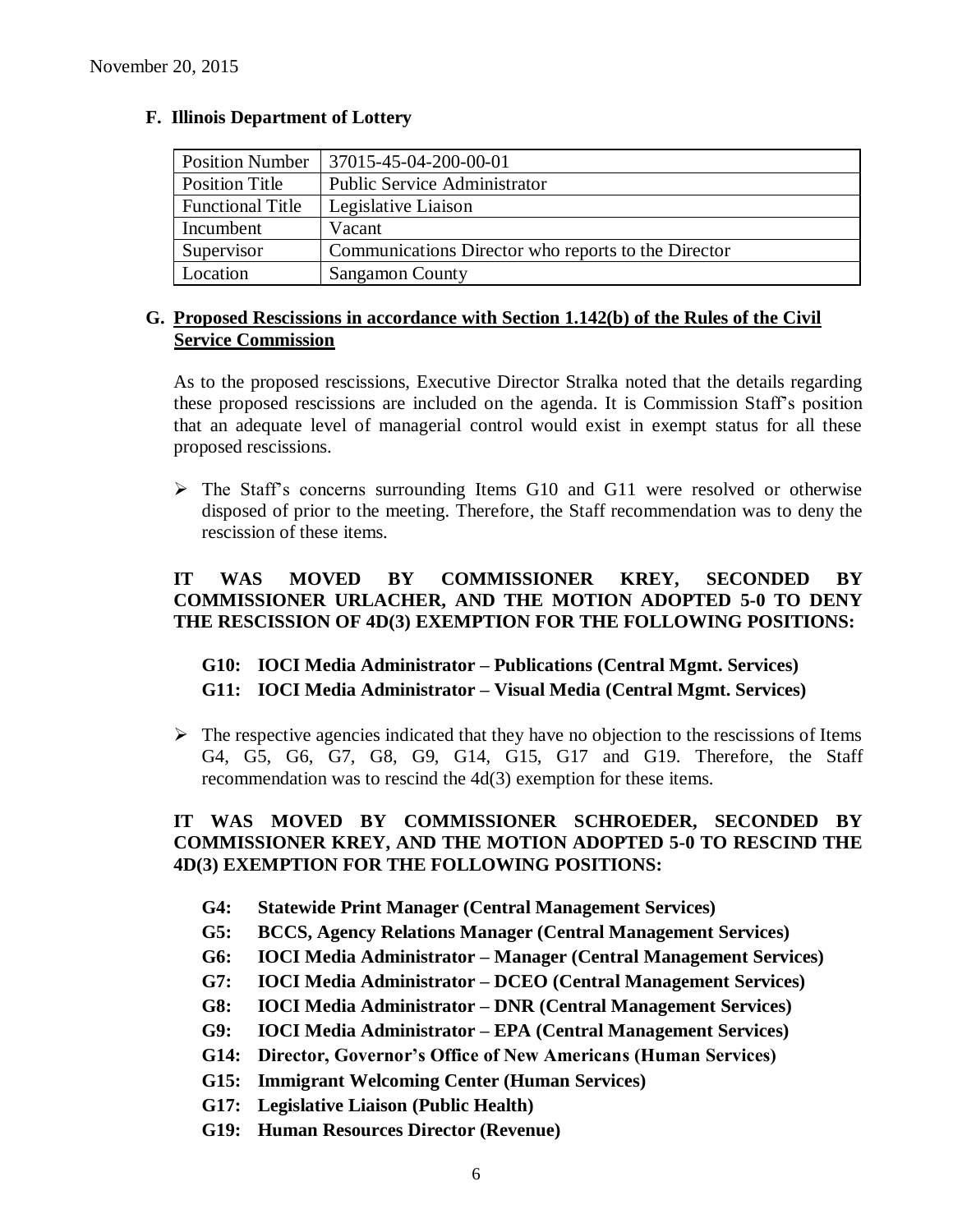November 20, 2015

**F. Illinois Department of Lottery**

| Position Number | 37015-45-04-200-00-01 |
|---|---|
| Position Title | Public Service Administrator |
| Functional Title | Legislative Liaison |
| Incumbent | Vacant |
| Supervisor | Communications Director who reports to the Director |
| Location | Sangamon County |

**G. Proposed Rescissions in accordance with Section 1.142(b) of the Rules of the Civil Service Commission**

As to the proposed rescissions, Executive Director Stralka noted that the details regarding these proposed rescissions are included on the agenda. It is Commission Staff's position that an adequate level of managerial control would exist in exempt status for all these proposed rescissions.

- The Staff's concerns surrounding Items G10 and G11 were resolved or otherwise disposed of prior to the meeting. Therefore, the Staff recommendation was to deny the rescission of these items.

**IT WAS MOVED BY COMMISSIONER KREY, SECONDED BY COMMISSIONER URLACHER, AND THE MOTION ADOPTED 5-0 TO DENY THE RESCISSION OF 4D(3) EXEMPTION FOR THE FOLLOWING POSITIONS:**

**G10: IOCI Media Administrator – Publications (Central Mgmt. Services)**
**G11: IOCI Media Administrator – Visual Media (Central Mgmt. Services)**

- The respective agencies indicated that they have no objection to the rescissions of Items G4, G5, G6, G7, G8, G9, G14, G15, G17 and G19. Therefore, the Staff recommendation was to rescind the 4d(3) exemption for these items.

**IT WAS MOVED BY COMMISSIONER SCHROEDER, SECONDED BY COMMISSIONER KREY, AND THE MOTION ADOPTED 5-0 TO RESCIND THE 4D(3) EXEMPTION FOR THE FOLLOWING POSITIONS:**

**G4: Statewide Print Manager (Central Management Services)**
**G5: BCCS, Agency Relations Manager (Central Management Services)**
**G6: IOCI Media Administrator – Manager (Central Management Services)**
**G7: IOCI Media Administrator – DCEO (Central Management Services)**
**G8: IOCI Media Administrator – DNR (Central Management Services)**
**G9: IOCI Media Administrator – EPA (Central Management Services)**
**G14: Director, Governor's Office of New Americans (Human Services)**
**G15: Immigrant Welcoming Center (Human Services)**
**G17: Legislative Liaison (Public Health)**
**G19: Human Resources Director (Revenue)**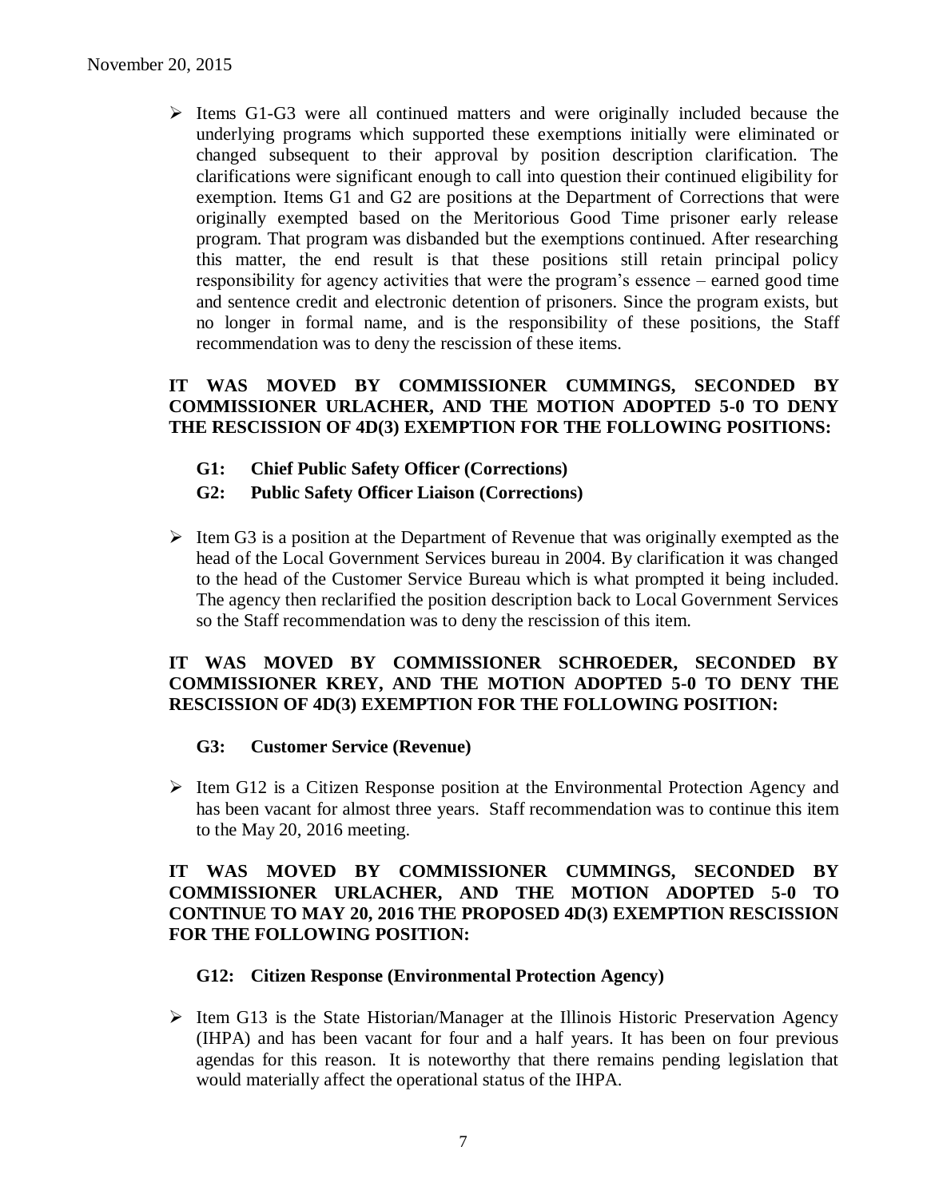- Items G1-G3 were all continued matters and were originally included because the underlying programs which supported these exemptions initially were eliminated or changed subsequent to their approval by position description clarification. The clarifications were significant enough to call into question their continued eligibility for exemption. Items G1 and G2 are positions at the Department of Corrections that were originally exempted based on the Meritorious Good Time prisoner early release program. That program was disbanded but the exemptions continued. After researching this matter, the end result is that these positions still retain principal policy responsibility for agency activities that were the program's essence – earned good time and sentence credit and electronic detention of prisoners. Since the program exists, but no longer in formal name, and is the responsibility of these positions, the Staff recommendation was to deny the rescission of these items.

**IT WAS MOVED BY COMMISSIONER CUMMINGS, SECONDED BY COMMISSIONER URLACHER, AND THE MOTION ADOPTED 5-0 TO DENY THE RESCISSION OF 4D(3) EXEMPTION FOR THE FOLLOWING POSITIONS:**

**G1: Chief Public Safety Officer (Corrections)**

**G2: Public Safety Officer Liaison (Corrections)**

- Item G3 is a position at the Department of Revenue that was originally exempted as the head of the Local Government Services bureau in 2004. By clarification it was changed to the head of the Customer Service Bureau which is what prompted it being included. The agency then reclarified the position description back to Local Government Services so the Staff recommendation was to deny the rescission of this item.

**IT WAS MOVED BY COMMISSIONER SCHROEDER, SECONDED BY COMMISSIONER KREY, AND THE MOTION ADOPTED 5-0 TO DENY THE RESCISSION OF 4D(3) EXEMPTION FOR THE FOLLOWING POSITION:**

**G3: Customer Service (Revenue)**

- Item G12 is a Citizen Response position at the Environmental Protection Agency and has been vacant for almost three years. Staff recommendation was to continue this item to the May 20, 2016 meeting.

**IT WAS MOVED BY COMMISSIONER CUMMINGS, SECONDED BY COMMISSIONER URLACHER, AND THE MOTION ADOPTED 5-0 TO CONTINUE TO MAY 20, 2016 THE PROPOSED 4D(3) EXEMPTION RESCISSION FOR THE FOLLOWING POSITION:**

**G12: Citizen Response (Environmental Protection Agency)**

- Item G13 is the State Historian/Manager at the Illinois Historic Preservation Agency (IHPA) and has been vacant for four and a half years. It has been on four previous agendas for this reason. It is noteworthy that there remains pending legislation that would materially affect the operational status of the IHPA.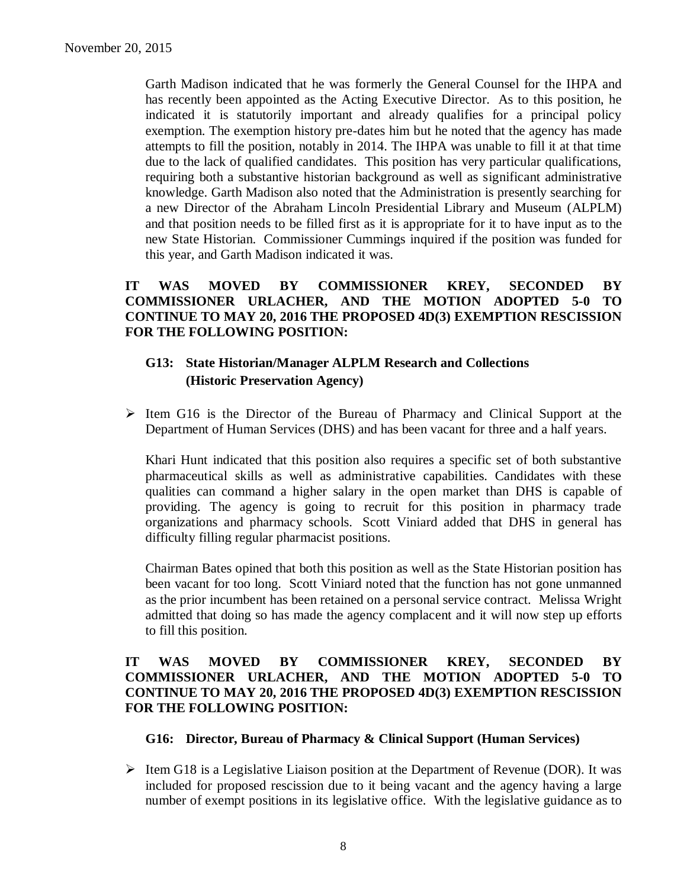Garth Madison indicated that he was formerly the General Counsel for the IHPA and has recently been appointed as the Acting Executive Director. As to this position, he indicated it is statutorily important and already qualifies for a principal policy exemption. The exemption history pre-dates him but he noted that the agency has made attempts to fill the position, notably in 2014. The IHPA was unable to fill it at that time due to the lack of qualified candidates. This position has very particular qualifications, requiring both a substantive historian background as well as significant administrative knowledge. Garth Madison also noted that the Administration is presently searching for a new Director of the Abraham Lincoln Presidential Library and Museum (ALPLM) and that position needs to be filled first as it is appropriate for it to have input as to the new State Historian. Commissioner Cummings inquired if the position was funded for this year, and Garth Madison indicated it was.

**IT WAS MOVED BY COMMISSIONER KREY, SECONDED BY COMMISSIONER URLACHER, AND THE MOTION ADOPTED 5-0 TO CONTINUE TO MAY 20, 2016 THE PROPOSED 4D(3) EXEMPTION RESCISSION FOR THE FOLLOWING POSITION:**

**G13: State Historian/Manager ALPLM Research and Collections (Historic Preservation Agency)**

- Item G16 is the Director of the Bureau of Pharmacy and Clinical Support at the Department of Human Services (DHS) and has been vacant for three and a half years.

Khari Hunt indicated that this position also requires a specific set of both substantive pharmaceutical skills as well as administrative capabilities. Candidates with these qualities can command a higher salary in the open market than DHS is capable of providing. The agency is going to recruit for this position in pharmacy trade organizations and pharmacy schools. Scott Viniard added that DHS in general has difficulty filling regular pharmacist positions.

Chairman Bates opined that both this position as well as the State Historian position has been vacant for too long. Scott Viniard noted that the function has not gone unmanned as the prior incumbent has been retained on a personal service contract. Melissa Wright admitted that doing so has made the agency complacent and it will now step up efforts to fill this position.

**IT WAS MOVED BY COMMISSIONER KREY, SECONDED BY COMMISSIONER URLACHER, AND THE MOTION ADOPTED 5-0 TO CONTINUE TO MAY 20, 2016 THE PROPOSED 4D(3) EXEMPTION RESCISSION FOR THE FOLLOWING POSITION:**

**G16: Director, Bureau of Pharmacy & Clinical Support (Human Services)**

- Item G18 is a Legislative Liaison position at the Department of Revenue (DOR). It was included for proposed rescission due to it being vacant and the agency having a large number of exempt positions in its legislative office. With the legislative guidance as to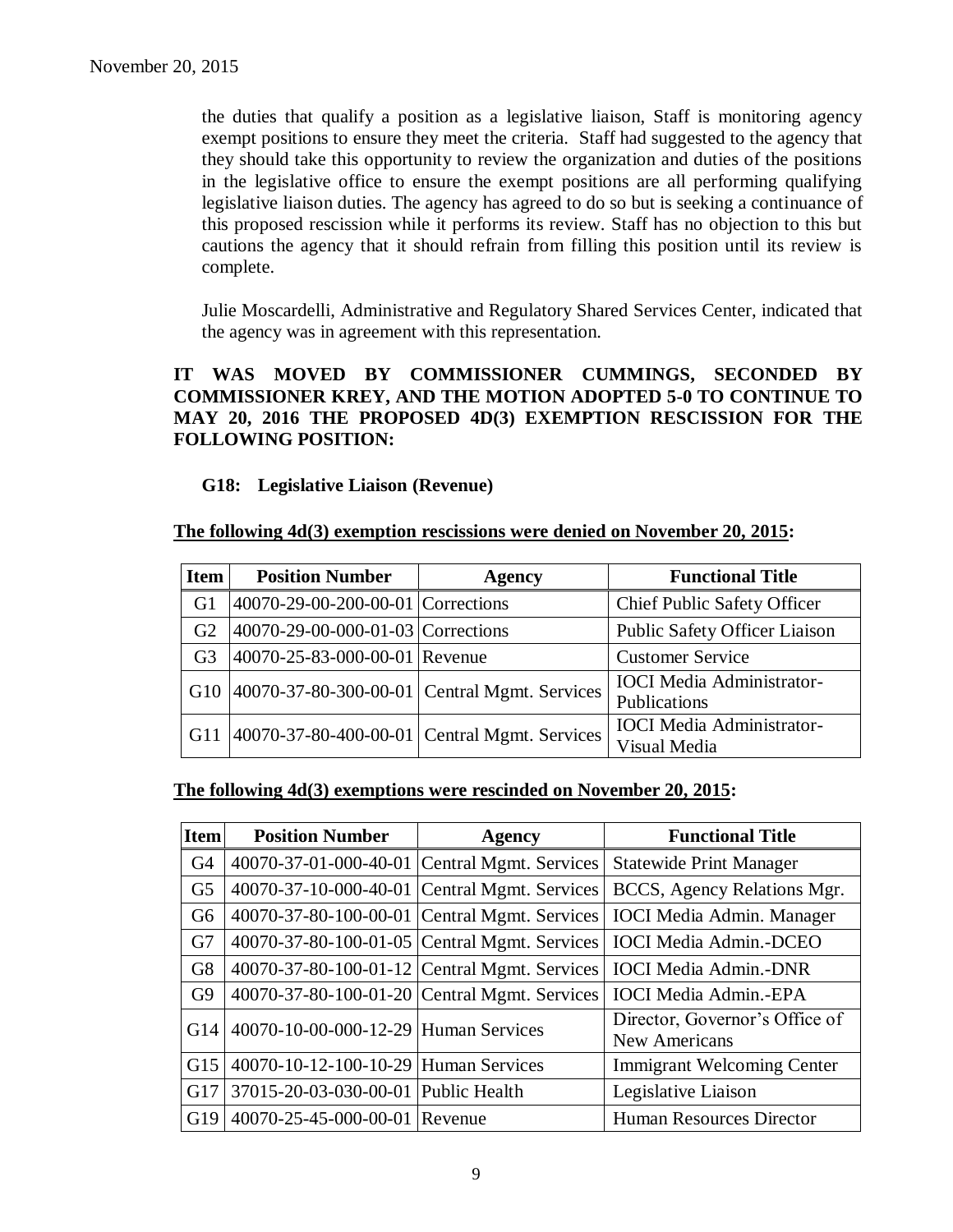the duties that qualify a position as a legislative liaison, Staff is monitoring agency exempt positions to ensure they meet the criteria. Staff had suggested to the agency that they should take this opportunity to review the organization and duties of the positions in the legislative office to ensure the exempt positions are all performing qualifying legislative liaison duties. The agency has agreed to do so but is seeking a continuance of this proposed rescission while it performs its review. Staff has no objection to this but cautions the agency that it should refrain from filling this position until its review is complete.

Julie Moscardelli, Administrative and Regulatory Shared Services Center, indicated that the agency was in agreement with this representation.

**IT WAS MOVED BY COMMISSIONER CUMMINGS, SECONDED BY COMMISSIONER KREY, AND THE MOTION ADOPTED 5-0 TO CONTINUE TO MAY 20, 2016 THE PROPOSED 4D(3) EXEMPTION RESCISSION FOR THE FOLLOWING POSITION:**

**G18: Legislative Liaison (Revenue)**

**The following 4d(3) exemption rescissions were denied on November 20, 2015:**

| Item | Position Number | Agency | Functional Title |
|---|---|---|---|
| G1 | 40070-29-00-200-00-01 | Corrections | Chief Public Safety Officer |
| G2 | 40070-29-00-000-01-03 | Corrections | Public Safety Officer Liaison |
| G3 | 40070-25-83-000-00-01 | Revenue | Customer Service |
| G10 | 40070-37-80-300-00-01 | Central Mgmt. Services | IOCI Media Administrator-Publications |
| G11 | 40070-37-80-400-00-01 | Central Mgmt. Services | IOCI Media Administrator-Visual Media |

**The following 4d(3) exemptions were rescinded on November 20, 2015:**

| Item | Position Number | Agency | Functional Title |
|---|---|---|---|
| G4 | 40070-37-01-000-40-01 | Central Mgmt. Services | Statewide Print Manager |
| G5 | 40070-37-10-000-40-01 | Central Mgmt. Services | BCCS, Agency Relations Mgr. |
| G6 | 40070-37-80-100-00-01 | Central Mgmt. Services | IOCI Media Admin. Manager |
| G7 | 40070-37-80-100-01-05 | Central Mgmt. Services | IOCI Media Admin.-DCEO |
| G8 | 40070-37-80-100-01-12 | Central Mgmt. Services | IOCI Media Admin.-DNR |
| G9 | 40070-37-80-100-01-20 | Central Mgmt. Services | IOCI Media Admin.-EPA |
| G14 | 40070-10-00-000-12-29 | Human Services | Director, Governor's Office of New Americans |
| G15 | 40070-10-12-100-10-29 | Human Services | Immigrant Welcoming Center |
| G17 | 37015-20-03-030-00-01 | Public Health | Legislative Liaison |
| G19 | 40070-25-45-000-00-01 | Revenue | Human Resources Director |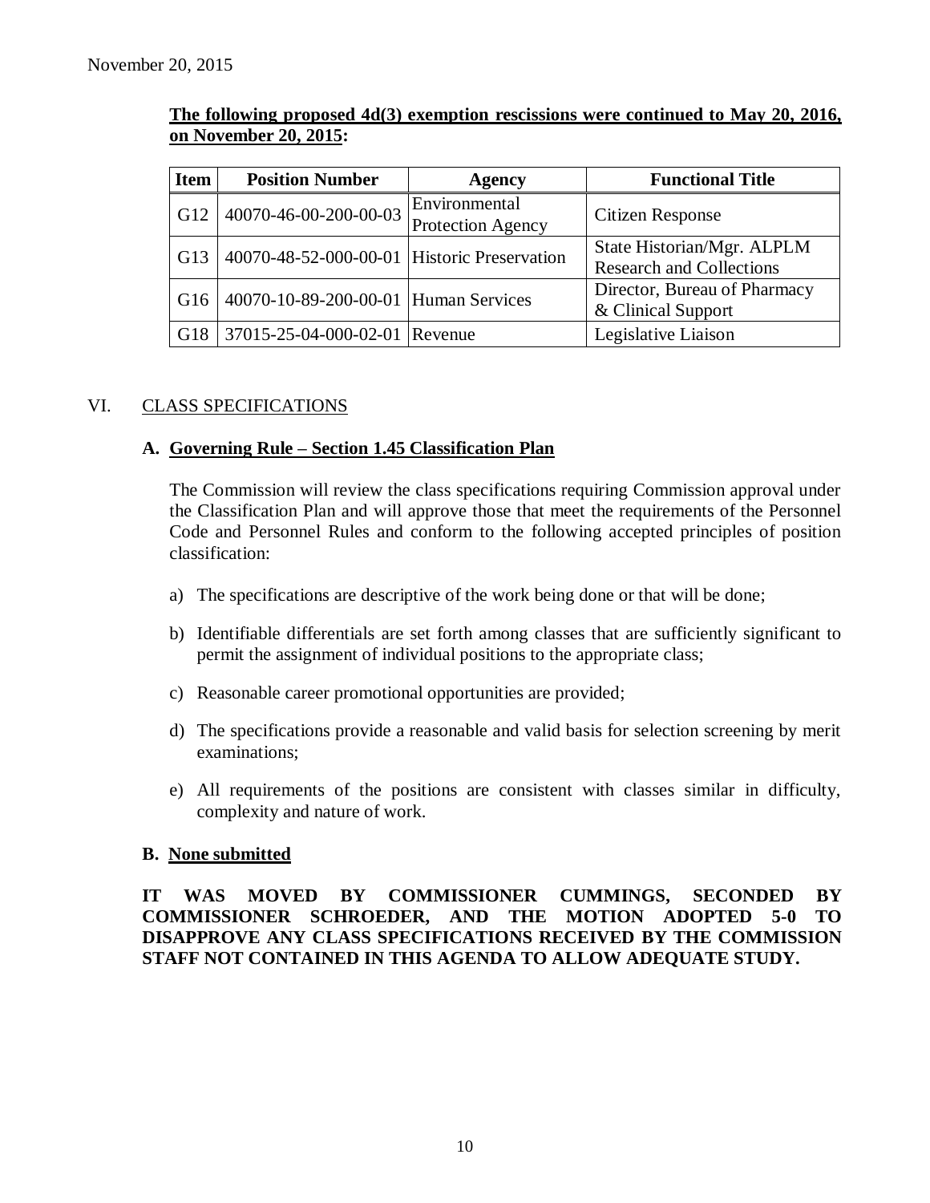November 20, 2015

**The following proposed 4d(3) exemption rescissions were continued to May 20, 2016, on November 20, 2015:**

| Item | Position Number | Agency | Functional Title |
|---|---|---|---|
| G12 | 40070-46-00-200-00-03 | Environmental Protection Agency | Citizen Response |
| G13 | 40070-48-52-000-00-01 | Historic Preservation | State Historian/Mgr. ALPLM Research and Collections |
| G16 | 40070-10-89-200-00-01 | Human Services | Director, Bureau of Pharmacy & Clinical Support |
| G18 | 37015-25-04-000-02-01 | Revenue | Legislative Liaison |

## VI. CLASS SPECIFICATIONS

### A. Governing Rule – Section 1.45 Classification Plan

The Commission will review the class specifications requiring Commission approval under the Classification Plan and will approve those that meet the requirements of the Personnel Code and Personnel Rules and conform to the following accepted principles of position classification:

a) The specifications are descriptive of the work being done or that will be done;

b) Identifiable differentials are set forth among classes that are sufficiently significant to permit the assignment of individual positions to the appropriate class;

c) Reasonable career promotional opportunities are provided;

d) The specifications provide a reasonable and valid basis for selection screening by merit examinations;

e) All requirements of the positions are consistent with classes similar in difficulty, complexity and nature of work.

### B. None submitted

**IT WAS MOVED BY COMMISSIONER CUMMINGS, SECONDED BY COMMISSIONER SCHROEDER, AND THE MOTION ADOPTED 5-0 TO DISAPPROVE ANY CLASS SPECIFICATIONS RECEIVED BY THE COMMISSION STAFF NOT CONTAINED IN THIS AGENDA TO ALLOW ADEQUATE STUDY.**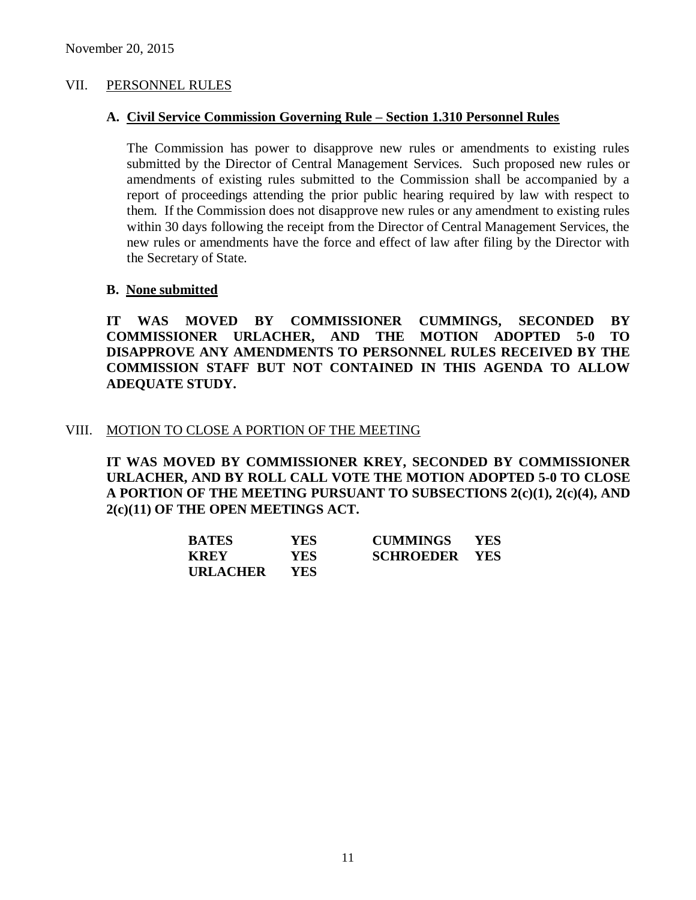November 20, 2015

## VII. PERSONNEL RULES

### A. Civil Service Commission Governing Rule – Section 1.310 Personnel Rules

The Commission has power to disapprove new rules or amendments to existing rules submitted by the Director of Central Management Services. Such proposed new rules or amendments of existing rules submitted to the Commission shall be accompanied by a report of proceedings attending the prior public hearing required by law with respect to them. If the Commission does not disapprove new rules or any amendment to existing rules within 30 days following the receipt from the Director of Central Management Services, the new rules or amendments have the force and effect of law after filing by the Director with the Secretary of State.

### B. None submitted

**IT WAS MOVED BY COMMISSIONER CUMMINGS, SECONDED BY COMMISSIONER URLACHER, AND THE MOTION ADOPTED 5-0 TO DISAPPROVE ANY AMENDMENTS TO PERSONNEL RULES RECEIVED BY THE COMMISSION STAFF BUT NOT CONTAINED IN THIS AGENDA TO ALLOW ADEQUATE STUDY.**

## VIII. MOTION TO CLOSE A PORTION OF THE MEETING

**IT WAS MOVED BY COMMISSIONER KREY, SECONDED BY COMMISSIONER URLACHER, AND BY ROLL CALL VOTE THE MOTION ADOPTED 5-0 TO CLOSE A PORTION OF THE MEETING PURSUANT TO SUBSECTIONS 2(c)(1), 2(c)(4), AND 2(c)(11) OF THE OPEN MEETINGS ACT.**

| | | | |
|---|---|---|---|
| **BATES** | **YES** | **CUMMINGS** | **YES** |
| **KREY** | **YES** | **SCHROEDER** | **YES** |
| **URLACHER** | **YES** | | |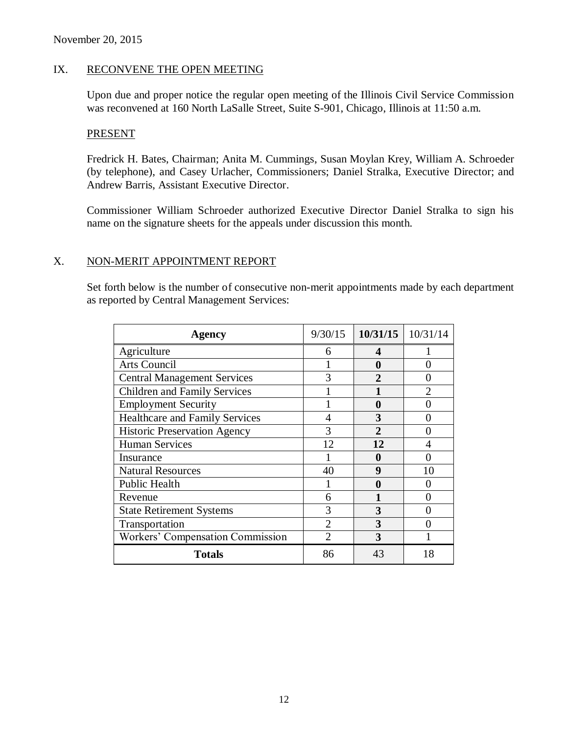November 20, 2015

## IX. RECONVENE THE OPEN MEETING

Upon due and proper notice the regular open meeting of the Illinois Civil Service Commission was reconvened at 160 North LaSalle Street, Suite S-901, Chicago, Illinois at 11:50 a.m.

### PRESENT

Fredrick H. Bates, Chairman; Anita M. Cummings, Susan Moylan Krey, William A. Schroeder (by telephone), and Casey Urlacher, Commissioners; Daniel Stralka, Executive Director; and Andrew Barris, Assistant Executive Director.

Commissioner William Schroeder authorized Executive Director Daniel Stralka to sign his name on the signature sheets for the appeals under discussion this month.

## X. NON-MERIT APPOINTMENT REPORT

Set forth below is the number of consecutive non-merit appointments made by each department as reported by Central Management Services:

| Agency | 9/30/15 | **10/31/15** | 10/31/14 |
|---|---|---|---|
| Agriculture | 6 | **4** | 1 |
| Arts Council | 1 | **0** | 0 |
| Central Management Services | 3 | **2** | 0 |
| Children and Family Services | 1 | **1** | 2 |
| Employment Security | 1 | **0** | 0 |
| Healthcare and Family Services | 4 | **3** | 0 |
| Historic Preservation Agency | 3 | **2** | 0 |
| Human Services | 12 | **12** | 4 |
| Insurance | 1 | **0** | 0 |
| Natural Resources | 40 | **9** | 10 |
| Public Health | 1 | **0** | 0 |
| Revenue | 6 | **1** | 0 |
| State Retirement Systems | 3 | **3** | 0 |
| Transportation | 2 | **3** | 0 |
| Workers' Compensation Commission | 2 | **3** | 1 |
| **Totals** | 86 | 43 | 18 |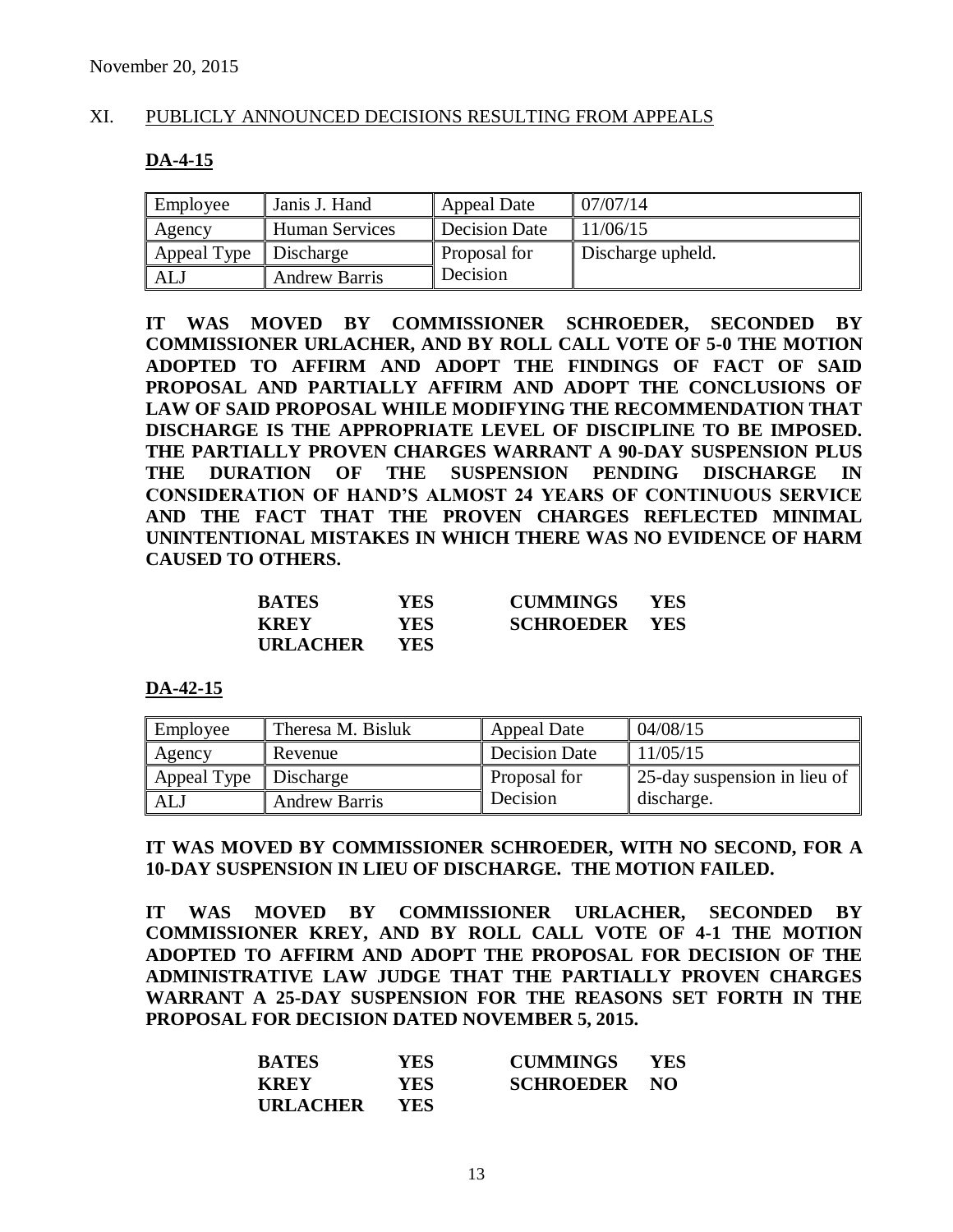November 20, 2015

XI. PUBLICLY ANNOUNCED DECISIONS RESULTING FROM APPEALS

**DA-4-15**

| Employee | Janis J. Hand | Appeal Date | 07/07/14 |
|---|---|---|---|
| Agency | Human Services | Decision Date | 11/06/15 |
| Appeal Type | Discharge | Proposal for Decision | Discharge upheld. |
| ALJ | Andrew Barris | | |

**IT WAS MOVED BY COMMISSIONER SCHROEDER, SECONDED BY COMMISSIONER URLACHER, AND BY ROLL CALL VOTE OF 5-0 THE MOTION ADOPTED TO AFFIRM AND ADOPT THE FINDINGS OF FACT OF SAID PROPOSAL AND PARTIALLY AFFIRM AND ADOPT THE CONCLUSIONS OF LAW OF SAID PROPOSAL WHILE MODIFYING THE RECOMMENDATION THAT DISCHARGE IS THE APPROPRIATE LEVEL OF DISCIPLINE TO BE IMPOSED. THE PARTIALLY PROVEN CHARGES WARRANT A 90-DAY SUSPENSION PLUS THE DURATION OF THE SUSPENSION PENDING DISCHARGE IN CONSIDERATION OF HAND'S ALMOST 24 YEARS OF CONTINUOUS SERVICE AND THE FACT THAT THE PROVEN CHARGES REFLECTED MINIMAL UNINTENTIONAL MISTAKES IN WHICH THERE WAS NO EVIDENCE OF HARM CAUSED TO OTHERS.**

| | | | |
|---|---|---|---|
| **BATES** | **YES** | **CUMMINGS** | **YES** |
| **KREY** | **YES** | **SCHROEDER** | **YES** |
| **URLACHER** | **YES** | | |

**DA-42-15**

| Employee | Theresa M. Bisluk | Appeal Date | 04/08/15 |
|---|---|---|---|
| Agency | Revenue | Decision Date | 11/05/15 |
| Appeal Type | Discharge | Proposal for Decision | 25-day suspension in lieu of discharge. |
| ALJ | Andrew Barris | | |

**IT WAS MOVED BY COMMISSIONER SCHROEDER, WITH NO SECOND, FOR A 10-DAY SUSPENSION IN LIEU OF DISCHARGE. THE MOTION FAILED.**

**IT WAS MOVED BY COMMISSIONER URLACHER, SECONDED BY COMMISSIONER KREY, AND BY ROLL CALL VOTE OF 4-1 THE MOTION ADOPTED TO AFFIRM AND ADOPT THE PROPOSAL FOR DECISION OF THE ADMINISTRATIVE LAW JUDGE THAT THE PARTIALLY PROVEN CHARGES WARRANT A 25-DAY SUSPENSION FOR THE REASONS SET FORTH IN THE PROPOSAL FOR DECISION DATED NOVEMBER 5, 2015.**

| | | | |
|---|---|---|---|
| **BATES** | **YES** | **CUMMINGS** | **YES** |
| **KREY** | **YES** | **SCHROEDER** | **NO** |
| **URLACHER** | **YES** | | |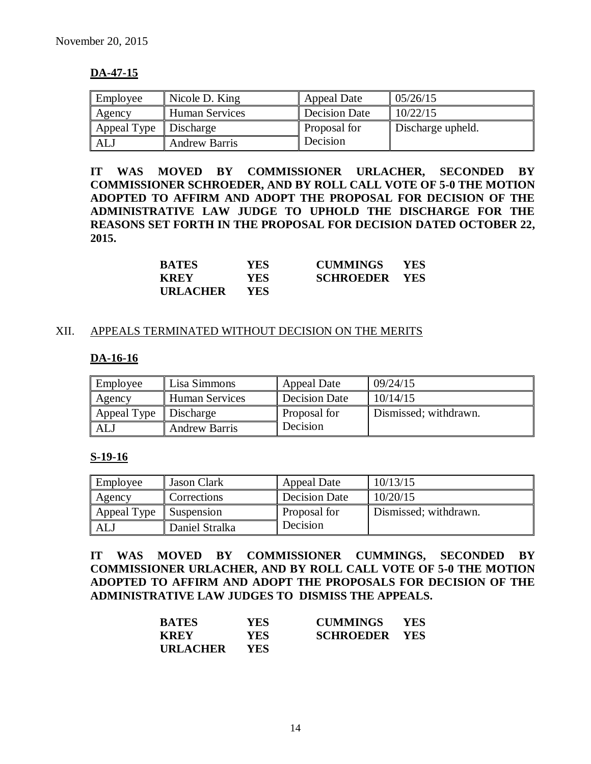November 20, 2015

**DA-47-15**

| Employee | Nicole D. King | Appeal Date | 05/26/15 |
|---|---|---|---|
| Agency | Human Services | Decision Date | 10/22/15 |
| Appeal Type | Discharge | Proposal for Decision | Discharge upheld. |
| ALJ | Andrew Barris | | |

**IT WAS MOVED BY COMMISSIONER URLACHER, SECONDED BY COMMISSIONER SCHROEDER, AND BY ROLL CALL VOTE OF 5-0 THE MOTION ADOPTED TO AFFIRM AND ADOPT THE PROPOSAL FOR DECISION OF THE ADMINISTRATIVE LAW JUDGE TO UPHOLD THE DISCHARGE FOR THE REASONS SET FORTH IN THE PROPOSAL FOR DECISION DATED OCTOBER 22, 2015.**

| | | | |
|---|---|---|---|
| **BATES** | **YES** | **CUMMINGS** | **YES** |
| **KREY** | **YES** | **SCHROEDER** | **YES** |
| **URLACHER** | **YES** | | |

XII. APPEALS TERMINATED WITHOUT DECISION ON THE MERITS

**DA-16-16**

| Employee | Lisa Simmons | Appeal Date | 09/24/15 |
|---|---|---|---|
| Agency | Human Services | Decision Date | 10/14/15 |
| Appeal Type | Discharge | Proposal for Decision | Dismissed; withdrawn. |
| ALJ | Andrew Barris | | |

**S-19-16**

| Employee | Jason Clark | Appeal Date | 10/13/15 |
|---|---|---|---|
| Agency | Corrections | Decision Date | 10/20/15 |
| Appeal Type | Suspension | Proposal for Decision | Dismissed; withdrawn. |
| ALJ | Daniel Stralka | | |

**IT WAS MOVED BY COMMISSIONER CUMMINGS, SECONDED BY COMMISSIONER URLACHER, AND BY ROLL CALL VOTE OF 5-0 THE MOTION ADOPTED TO AFFIRM AND ADOPT THE PROPOSALS FOR DECISION OF THE ADMINISTRATIVE LAW JUDGES TO DISMISS THE APPEALS.**

| | | | |
|---|---|---|---|
| **BATES** | **YES** | **CUMMINGS** | **YES** |
| **KREY** | **YES** | **SCHROEDER** | **YES** |
| **URLACHER** | **YES** | | |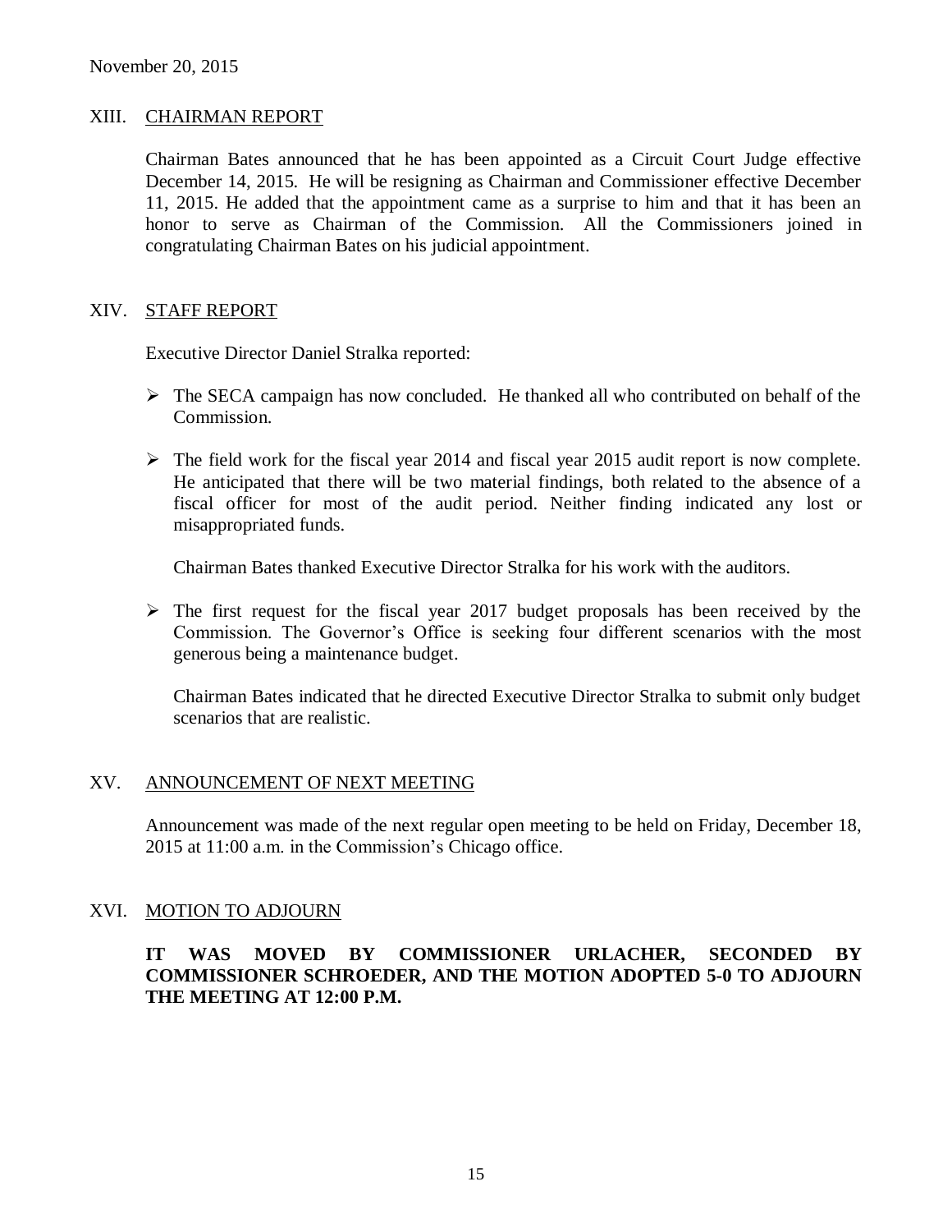November 20, 2015

## XIII. CHAIRMAN REPORT

Chairman Bates announced that he has been appointed as a Circuit Court Judge effective December 14, 2015. He will be resigning as Chairman and Commissioner effective December 11, 2015. He added that the appointment came as a surprise to him and that it has been an honor to serve as Chairman of the Commission. All the Commissioners joined in congratulating Chairman Bates on his judicial appointment.

## XIV. STAFF REPORT

Executive Director Daniel Stralka reported:

- The SECA campaign has now concluded. He thanked all who contributed on behalf of the Commission.
- The field work for the fiscal year 2014 and fiscal year 2015 audit report is now complete. He anticipated that there will be two material findings, both related to the absence of a fiscal officer for most of the audit period. Neither finding indicated any lost or misappropriated funds.

  Chairman Bates thanked Executive Director Stralka for his work with the auditors.

- The first request for the fiscal year 2017 budget proposals has been received by the Commission. The Governor's Office is seeking four different scenarios with the most generous being a maintenance budget.

  Chairman Bates indicated that he directed Executive Director Stralka to submit only budget scenarios that are realistic.

## XV. ANNOUNCEMENT OF NEXT MEETING

Announcement was made of the next regular open meeting to be held on Friday, December 18, 2015 at 11:00 a.m. in the Commission's Chicago office.

## XVI. MOTION TO ADJOURN

**IT WAS MOVED BY COMMISSIONER URLACHER, SECONDED BY COMMISSIONER SCHROEDER, AND THE MOTION ADOPTED 5-0 TO ADJOURN THE MEETING AT 12:00 P.M.**